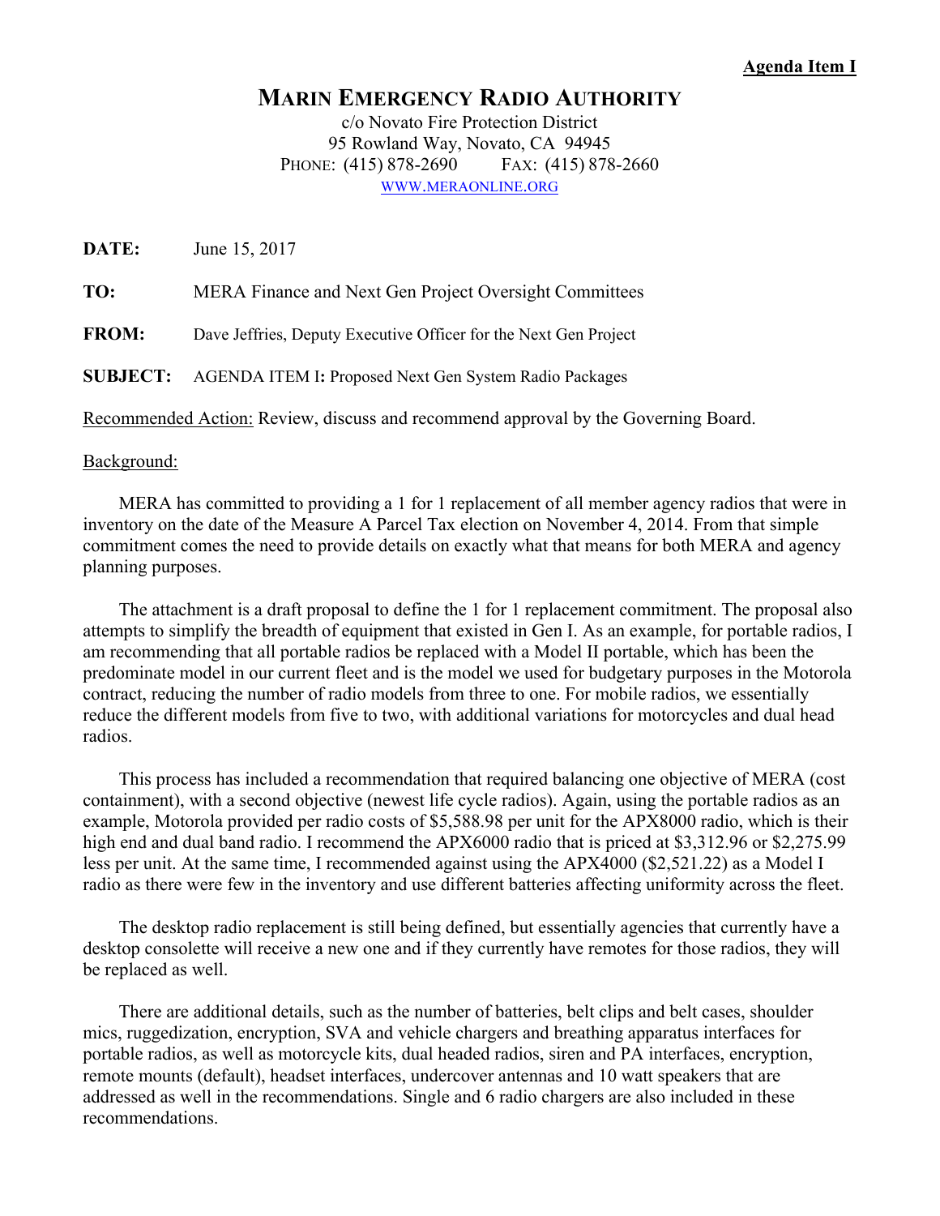**Agenda Item I**

# Marin Emergency Radio Authority

c/o Novato Fire Protection District
95 Rowland Way, Novato, CA 94945
Phone: (415) 878-2690  Fax: (415) 878-2660
www.meraonline.org

**DATE:** June 15, 2017

**TO:** MERA Finance and Next Gen Project Oversight Committees

**FROM:** Dave Jeffries, Deputy Executive Officer for the Next Gen Project

**SUBJECT:** AGENDA ITEM I**:** Proposed Next Gen System Radio Packages

Recommended Action: Review, discuss and recommend approval by the Governing Board.

Background:

MERA has committed to providing a 1 for 1 replacement of all member agency radios that were in inventory on the date of the Measure A Parcel Tax election on November 4, 2014. From that simple commitment comes the need to provide details on exactly what that means for both MERA and agency planning purposes.

The attachment is a draft proposal to define the 1 for 1 replacement commitment. The proposal also attempts to simplify the breadth of equipment that existed in Gen I. As an example, for portable radios, I am recommending that all portable radios be replaced with a Model II portable, which has been the predominate model in our current fleet and is the model we used for budgetary purposes in the Motorola contract, reducing the number of radio models from three to one. For mobile radios, we essentially reduce the different models from five to two, with additional variations for motorcycles and dual head radios.

This process has included a recommendation that required balancing one objective of MERA (cost containment), with a second objective (newest life cycle radios). Again, using the portable radios as an example, Motorola provided per radio costs of $5,588.98 per unit for the APX8000 radio, which is their high end and dual band radio. I recommend the APX6000 radio that is priced at $3,312.96 or $2,275.99 less per unit. At the same time, I recommended against using the APX4000 ($2,521.22) as a Model I radio as there were few in the inventory and use different batteries affecting uniformity across the fleet.

The desktop radio replacement is still being defined, but essentially agencies that currently have a desktop consolette will receive a new one and if they currently have remotes for those radios, they will be replaced as well.

There are additional details, such as the number of batteries, belt clips and belt cases, shoulder mics, ruggedization, encryption, SVA and vehicle chargers and breathing apparatus interfaces for portable radios, as well as motorcycle kits, dual headed radios, siren and PA interfaces, encryption, remote mounts (default), headset interfaces, undercover antennas and 10 watt speakers that are addressed as well in the recommendations. Single and 6 radio chargers are also included in these recommendations.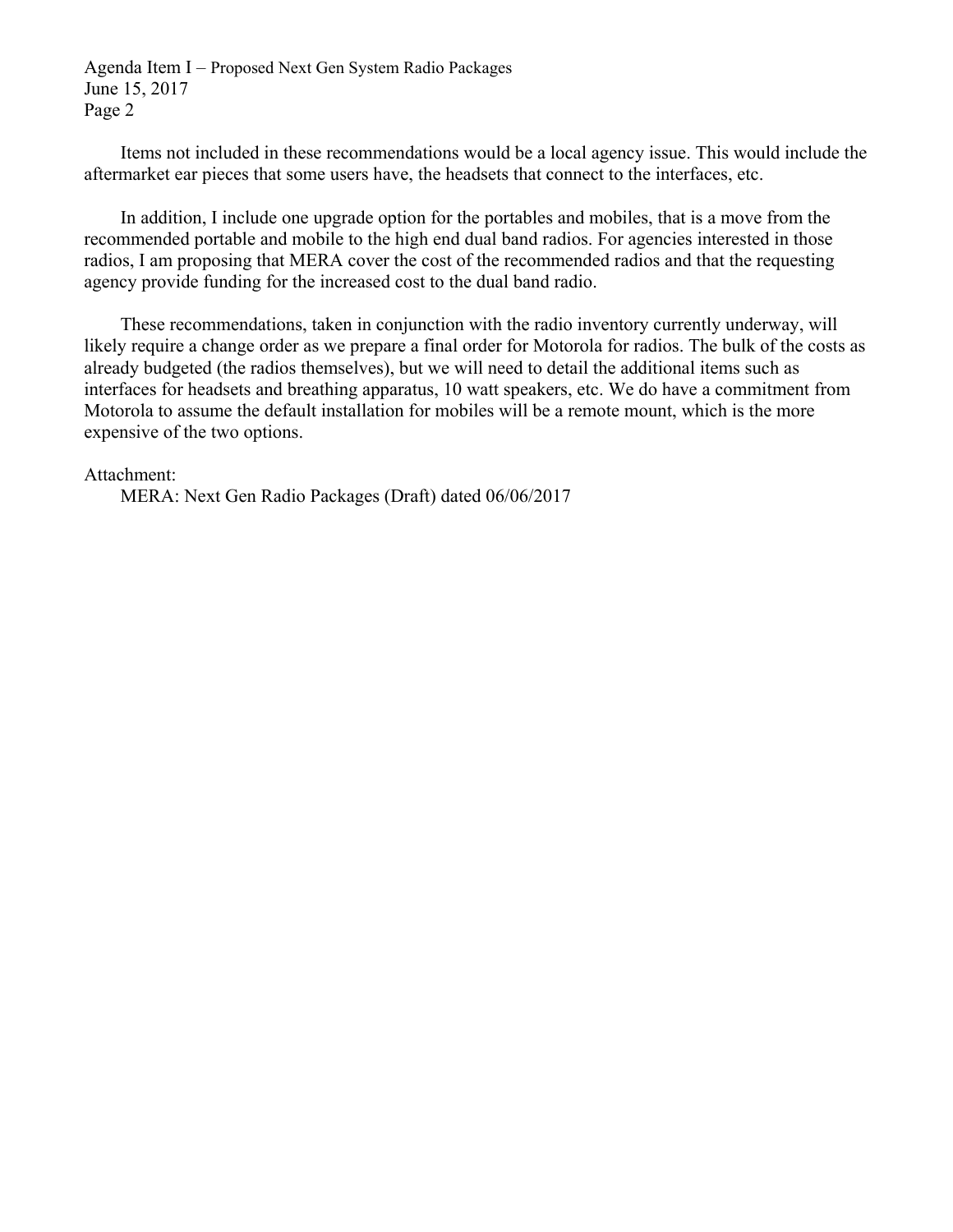Items not included in these recommendations would be a local agency issue. This would include the aftermarket ear pieces that some users have, the headsets that connect to the interfaces, etc.

In addition, I include one upgrade option for the portables and mobiles, that is a move from the recommended portable and mobile to the high end dual band radios. For agencies interested in those radios, I am proposing that MERA cover the cost of the recommended radios and that the requesting agency provide funding for the increased cost to the dual band radio.

These recommendations, taken in conjunction with the radio inventory currently underway, will likely require a change order as we prepare a final order for Motorola for radios. The bulk of the costs as already budgeted (the radios themselves), but we will need to detail the additional items such as interfaces for headsets and breathing apparatus, 10 watt speakers, etc. We do have a commitment from Motorola to assume the default installation for mobiles will be a remote mount, which is the more expensive of the two options.

Attachment:
MERA: Next Gen Radio Packages (Draft) dated 06/06/2017